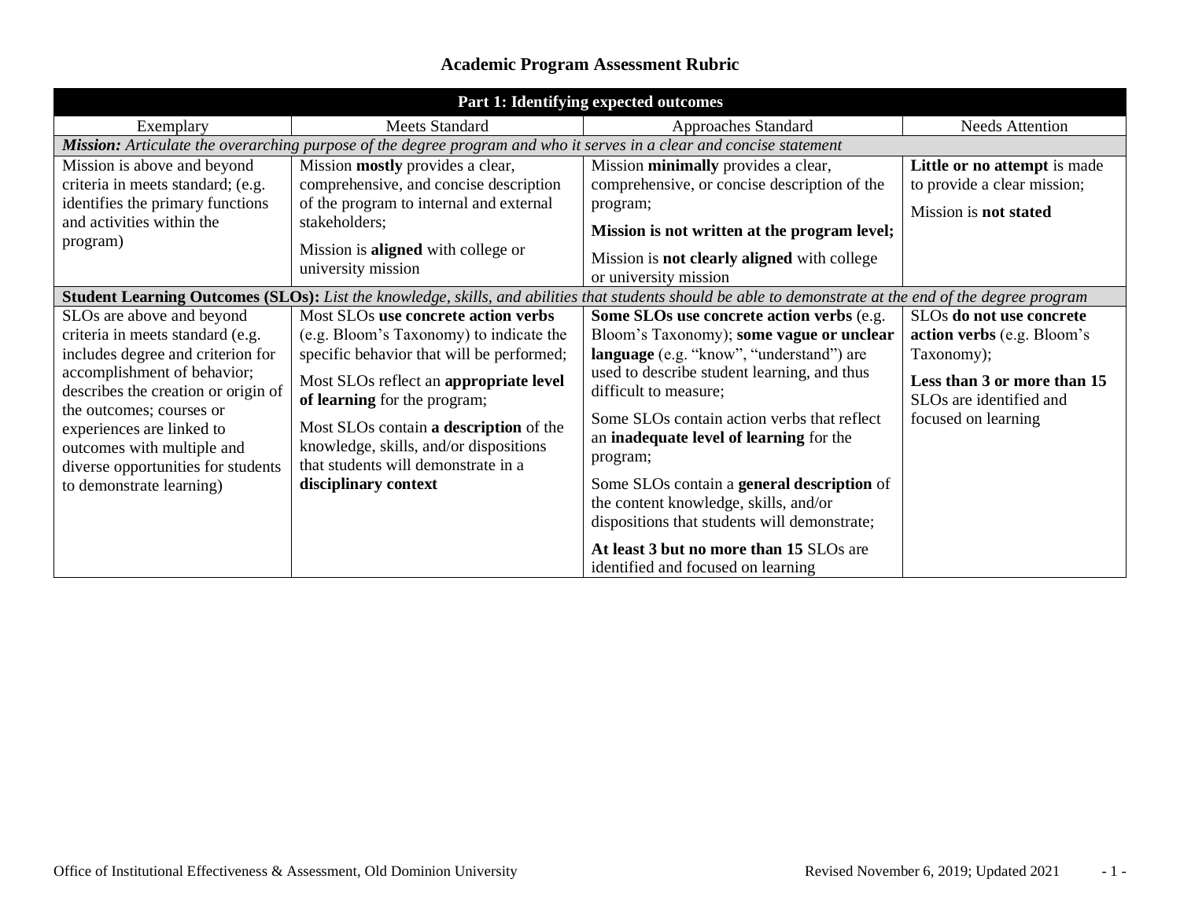# Academic Program Assessment Rubric

| **Part 1: Identifying expected outcomes** | | | |
|---|---|---|---|
| Exemplary | Meets Standard | Approaches Standard | Needs Attention |
| ***Mission:*** *Articulate the overarching purpose of the degree program and who it serves in a clear and concise statement* | | | |
| Mission is above and beyond criteria in meets standard; (e.g. identifies the primary functions and activities within the program) | Mission **mostly** provides a clear, comprehensive, and concise description of the program to internal and external stakeholders;<br><br>Mission is **aligned** with college or university mission | Mission **minimally** provides a clear, comprehensive, or concise description of the program;<br><br>**Mission is not written at the program level;**<br><br>Mission is **not clearly aligned** with college or university mission | **Little or no attempt** is made to provide a clear mission;<br><br>Mission is **not stated** |
| **Student Learning Outcomes (SLOs):** *List the knowledge, skills, and abilities that students should be able to demonstrate at the end of the degree program* | | | |
| SLOs are above and beyond criteria in meets standard (e.g. includes degree and criterion for accomplishment of behavior; describes the creation or origin of the outcomes; courses or experiences are linked to outcomes with multiple and diverse opportunities for students to demonstrate learning) | Most SLOs **use concrete action verbs** (e.g. Bloom's Taxonomy) to indicate the specific behavior that will be performed;<br><br>Most SLOs reflect an **appropriate level of learning** for the program;<br><br>Most SLOs contain **a description** of the knowledge, skills, and/or dispositions that students will demonstrate in a **disciplinary context** | **Some SLOs use concrete action verbs** (e.g. Bloom's Taxonomy); **some vague or unclear language** (e.g. "know", "understand") are used to describe student learning, and thus difficult to measure;<br><br>Some SLOs contain action verbs that reflect an **inadequate level of learning** for the program;<br><br>Some SLOs contain a **general description** of the content knowledge, skills, and/or dispositions that students will demonstrate;<br><br>**At least 3 but no more than 15** SLOs are identified and focused on learning | SLOs **do not use concrete action verbs** (e.g. Bloom's Taxonomy);<br><br>**Less than 3 or more than 15** SLOs are identified and focused on learning |

Office of Institutional Effectiveness & Assessment, Old Dominion University — Revised November 6, 2019; Updated 2021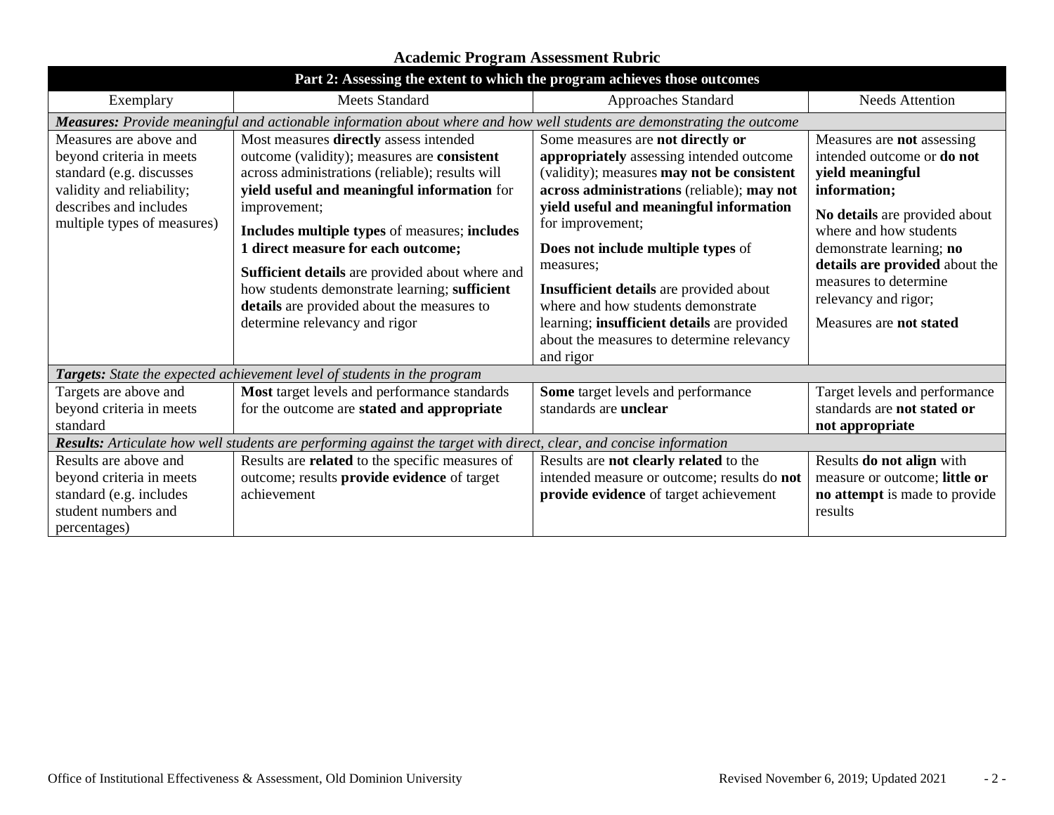# Academic Program Assessment Rubric

| Part 2: Assessing the extent to which the program achieves those outcomes | | | |
|---|---|---|---|
| Exemplary | Meets Standard | Approaches Standard | Needs Attention |
| ***Measures:*** *Provide meaningful and actionable information about where and how well students are demonstrating the outcome* | | | |
| Measures are above and beyond criteria in meets standard (e.g. discusses validity and reliability; describes and includes multiple types of measures) | Most measures **directly** assess intended outcome (validity); measures are **consistent** across administrations (reliable); results will **yield useful and meaningful information** for improvement; **Includes multiple types** of measures; **includes 1 direct measure for each outcome;** **Sufficient details** are provided about where and how students demonstrate learning; **sufficient details** are provided about the measures to determine relevancy and rigor | Some measures are **not directly or appropriately** assessing intended outcome (validity); measures **may not be consistent across administrations** (reliable); **may not yield useful and meaningful information** for improvement; **Does not include multiple types** of measures; **Insufficient details** are provided about where and how students demonstrate learning; **insufficient details** are provided about the measures to determine relevancy and rigor | Measures are **not** assessing intended outcome or **do not yield meaningful information;** **No details** are provided about where and how students demonstrate learning; **no details are provided** about the measures to determine relevancy and rigor; Measures are **not stated** |
| ***Targets:*** *State the expected achievement level of students in the program* | | | |
| Targets are above and beyond criteria in meets standard | **Most** target levels and performance standards for the outcome are **stated and appropriate** | **Some** target levels and performance standards are **unclear** | Target levels and performance standards are **not stated or not appropriate** |
| ***Results:*** *Articulate how well students are performing against the target with direct, clear, and concise information* | | | |
| Results are above and beyond criteria in meets standard (e.g. includes student numbers and percentages) | Results are **related** to the specific measures of outcome; results **provide evidence** of target achievement | Results are **not clearly related** to the intended measure or outcome; results do **not provide evidence** of target achievement | Results **do not align** with measure or outcome; **little or no attempt** is made to provide results |

Office of Institutional Effectiveness & Assessment, Old Dominion University — Revised November 6, 2019; Updated 2021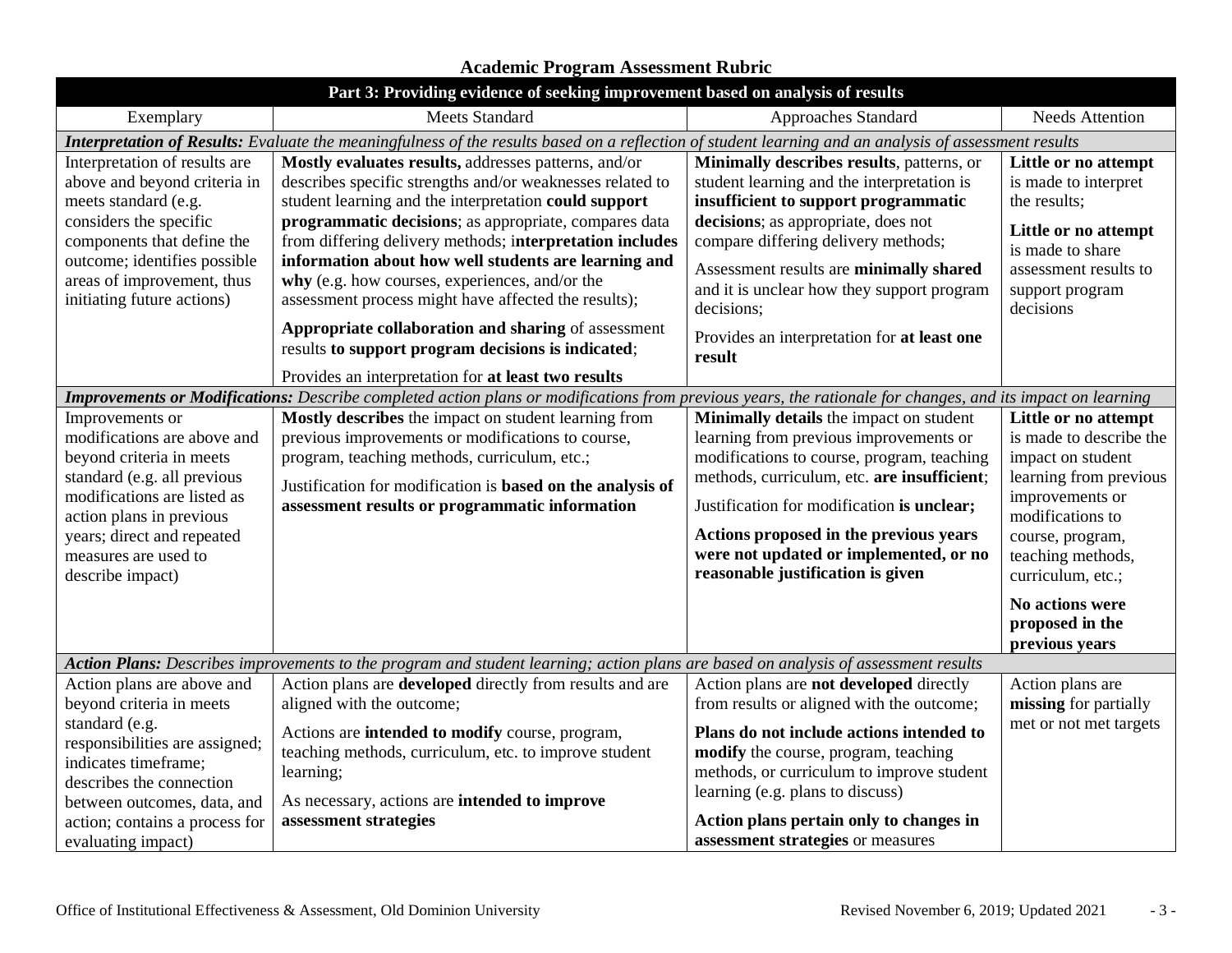# Academic Program Assessment Rubric

| Part 3: Providing evidence of seeking improvement based on analysis of results | | | |
|---|---|---|---|
| Exemplary | Meets Standard | Approaches Standard | Needs Attention |
| ***Interpretation of Results:*** *Evaluate the meaningfulness of the results based on a reflection of student learning and an analysis of assessment results* | | | |
| Interpretation of results are above and beyond criteria in meets standard (e.g. considers the specific components that define the outcome; identifies possible areas of improvement, thus initiating future actions) | **Mostly evaluates results,** addresses patterns, and/or describes specific strengths and/or weaknesses related to student learning and the interpretation **could support programmatic decisions**; as appropriate, compares data from differing delivery methods; i**nterpretation includes information about how well students are learning and why** (e.g. how courses, experiences, and/or the assessment process might have affected the results); **Appropriate collaboration and sharing** of assessment results **to support program decisions is indicated**; Provides an interpretation for **at least two results** | **Minimally describes results**, patterns, or student learning and the interpretation is **insufficient to support programmatic decisions**; as appropriate, does not compare differing delivery methods; Assessment results are **minimally shared** and it is unclear how they support program decisions; Provides an interpretation for **at least one result** | **Little or no attempt** is made to interpret the results; **Little or no attempt** is made to share assessment results to support program decisions |
| ***Improvements or Modifications:*** *Describe completed action plans or modifications from previous years, the rationale for changes, and its impact on learning* | | | |
| Improvements or modifications are above and beyond criteria in meets standard (e.g. all previous modifications are listed as action plans in previous years; direct and repeated measures are used to describe impact) | **Mostly describes** the impact on student learning from previous improvements or modifications to course, program, teaching methods, curriculum, etc.; Justification for modification is **based on the analysis of assessment results or programmatic information** | **Minimally details** the impact on student learning from previous improvements or modifications to course, program, teaching methods, curriculum, etc. **are insufficient**; Justification for modification **is unclear; Actions proposed in the previous years were not updated or implemented, or no reasonable justification is given** | **Little or no attempt** is made to describe the impact on student learning from previous improvements or modifications to course, program, teaching methods, curriculum, etc.; **No actions were proposed in the previous years** |
| ***Action Plans:*** *Describes improvements to the program and student learning; action plans are based on analysis of assessment results* | | | |
| Action plans are above and beyond criteria in meets standard (e.g. responsibilities are assigned; indicates timeframe; describes the connection between outcomes, data, and action; contains a process for evaluating impact) | Action plans are **developed** directly from results and are aligned with the outcome; Actions are **intended to modify** course, program, teaching methods, curriculum, etc. to improve student learning; As necessary, actions are **intended to improve assessment strategies** | Action plans are **not developed** directly from results or aligned with the outcome; **Plans do not include actions intended to modify** the course, program, teaching methods, or curriculum to improve student learning (e.g. plans to discuss) **Action plans pertain only to changes in assessment strategies** or measures | Action plans are **missing** for partially met or not met targets |